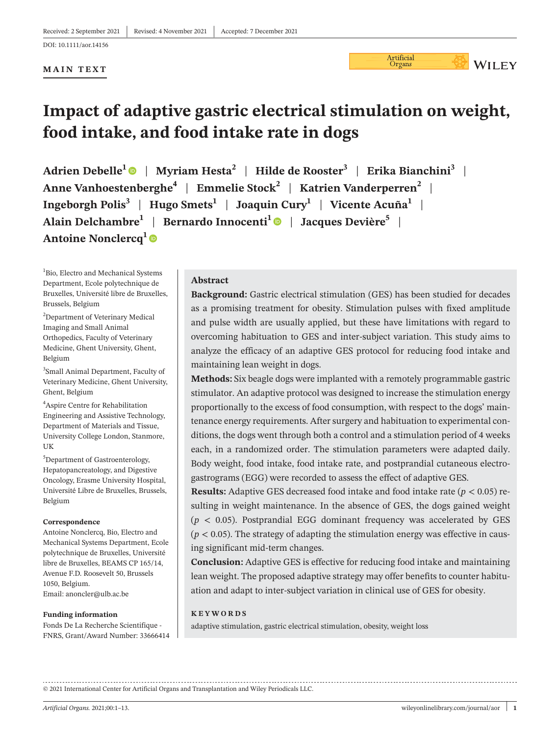Received: 2 September 2021 | Revised: 4 November 2021 | Accepted: 7 December 2021

DOI: 10.1111/aor.14156

**MAIN TEXT**

# Impact of adaptive gastric electrical stimulation on weight, food intake, and food intake rate in dogs

**Adrien Debelle[1] | Myriam Hesta[2] | Hilde de Rooster[3] | Erika Bianchini[3] | Anne Vanhoestenberghe[4] | Emmelie Stock[2] | Katrien Vanderperren[2] | Ingeborgh Polis[3] | Hugo Smets[1] | Joaquin Cury[1] | Vicente Acuña[1] | Alain Delchambre[1] | Bernardo Innocenti[1] | Jacques Devière[5] | Antoine Nonclercq[1]**

[1]Bio, Electro and Mechanical Systems Department, Ecole polytechnique de Bruxelles, Université libre de Bruxelles, Brussels, Belgium

[2]Department of Veterinary Medical Imaging and Small Animal Orthopedics, Faculty of Veterinary Medicine, Ghent University, Ghent, Belgium

[3]Small Animal Department, Faculty of Veterinary Medicine, Ghent University, Ghent, Belgium

[4]Aspire Centre for Rehabilitation Engineering and Assistive Technology, Department of Materials and Tissue, University College London, Stanmore, UK

[5]Department of Gastroenterology, Hepatopancreatology, and Digestive Oncology, Erasme University Hospital, Université Libre de Bruxelles, Brussels, Belgium

**Correspondence**
Antoine Nonclercq, Bio, Electro and Mechanical Systems Department, Ecole polytechnique de Bruxelles, Université libre de Bruxelles, BEAMS CP 165/14, Avenue F.D. Roosevelt 50, Brussels 1050, Belgium.
Email: anoncler@ulb.ac.be

**Funding information**
Fonds De La Recherche Scientifique - FNRS, Grant/Award Number: 33666414

## Abstract

**Background:** Gastric electrical stimulation (GES) has been studied for decades as a promising treatment for obesity. Stimulation pulses with fixed amplitude and pulse width are usually applied, but these have limitations with regard to overcoming habituation to GES and inter-subject variation. This study aims to analyze the efficacy of an adaptive GES protocol for reducing food intake and maintaining lean weight in dogs.

**Methods:** Six beagle dogs were implanted with a remotely programmable gastric stimulator. An adaptive protocol was designed to increase the stimulation energy proportionally to the excess of food consumption, with respect to the dogs' maintenance energy requirements. After surgery and habituation to experimental conditions, the dogs went through both a control and a stimulation period of 4 weeks each, in a randomized order. The stimulation parameters were adapted daily. Body weight, food intake, food intake rate, and postprandial cutaneous electrogastrograms (EGG) were recorded to assess the effect of adaptive GES.

**Results:** Adaptive GES decreased food intake and food intake rate ($p < 0.05$) resulting in weight maintenance. In the absence of GES, the dogs gained weight ($p < 0.05$). Postprandial EGG dominant frequency was accelerated by GES ($p < 0.05$). The strategy of adapting the stimulation energy was effective in causing significant mid-term changes.

**Conclusion:** Adaptive GES is effective for reducing food intake and maintaining lean weight. The proposed adaptive strategy may offer benefits to counter habituation and adapt to inter-subject variation in clinical use of GES for obesity.

**KEYWORDS**

adaptive stimulation, gastric electrical stimulation, obesity, weight loss

© 2021 International Center for Artificial Organs and Transplantation and Wiley Periodicals LLC.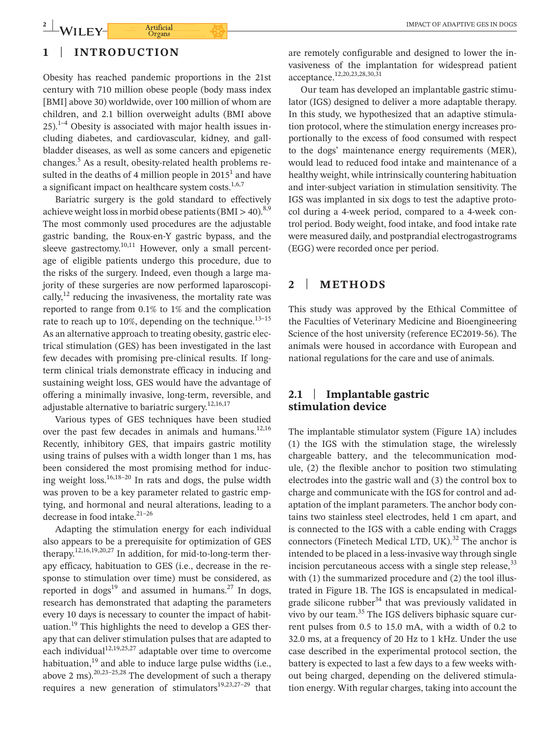## 1 | INTRODUCTION

Obesity has reached pandemic proportions in the 21st century with 710 million obese people (body mass index [BMI] above 30) worldwide, over 100 million of whom are children, and 2.1 billion overweight adults (BMI above 25).[1–4] Obesity is associated with major health issues including diabetes, and cardiovascular, kidney, and gallbladder diseases, as well as some cancers and epigenetic changes.[5] As a result, obesity-related health problems resulted in the deaths of 4 million people in 2015[1] and have a significant impact on healthcare system costs.[1,6,7]

Bariatric surgery is the gold standard to effectively achieve weight loss in morbid obese patients (BMI > 40).[8,9] The most commonly used procedures are the adjustable gastric banding, the Roux-en-Y gastric bypass, and the sleeve gastrectomy.[10,11] However, only a small percentage of eligible patients undergo this procedure, due to the risks of the surgery. Indeed, even though a large majority of these surgeries are now performed laparoscopically,[12] reducing the invasiveness, the mortality rate was reported to range from 0.1% to 1% and the complication rate to reach up to 10%, depending on the technique.[13–15] As an alternative approach to treating obesity, gastric electrical stimulation (GES) has been investigated in the last few decades with promising pre-clinical results. If long-term clinical trials demonstrate efficacy in inducing and sustaining weight loss, GES would have the advantage of offering a minimally invasive, long-term, reversible, and adjustable alternative to bariatric surgery.[12,16,17]

Various types of GES techniques have been studied over the past few decades in animals and humans.[12,16] Recently, inhibitory GES, that impairs gastric motility using trains of pulses with a width longer than 1 ms, has been considered the most promising method for inducing weight loss.[16,18–20] In rats and dogs, the pulse width was proven to be a key parameter related to gastric emptying, and hormonal and neural alterations, leading to a decrease in food intake.[21–26]

Adapting the stimulation energy for each individual also appears to be a prerequisite for optimization of GES therapy.[12,16,19,20,27] In addition, for mid-to-long-term therapy efficacy, habituation to GES (i.e., decrease in the response to stimulation over time) must be considered, as reported in dogs[19] and assumed in humans.[27] In dogs, research has demonstrated that adapting the parameters every 10 days is necessary to counter the impact of habituation.[19] This highlights the need to develop a GES therapy that can deliver stimulation pulses that are adapted to each individual[12,19,25,27] adaptable over time to overcome habituation,[19] and able to induce large pulse widths (i.e., above 2 ms).[20,23–25,28] The development of such a therapy requires a new generation of stimulators[19,23,27–29] that are remotely configurable and designed to lower the invasiveness of the implantation for widespread patient acceptance.[12,20,23,28,30,31]

Our team has developed an implantable gastric stimulator (IGS) designed to deliver a more adaptable therapy. In this study, we hypothesized that an adaptive stimulation protocol, where the stimulation energy increases proportionally to the excess of food consumed with respect to the dogs' maintenance energy requirements (MER), would lead to reduced food intake and maintenance of a healthy weight, while intrinsically countering habituation and inter-subject variation in stimulation sensitivity. The IGS was implanted in six dogs to test the adaptive protocol during a 4-week period, compared to a 4-week control period. Body weight, food intake, and food intake rate were measured daily, and postprandial electrogastrograms (EGG) were recorded once per period.

## 2 | METHODS

This study was approved by the Ethical Committee of the Faculties of Veterinary Medicine and Bioengineering Science of the host university (reference EC2019-56). The animals were housed in accordance with European and national regulations for the care and use of animals.

### 2.1 | Implantable gastric stimulation device

The implantable stimulator system (Figure 1A) includes (1) the IGS with the stimulation stage, the wirelessly chargeable battery, and the telecommunication module, (2) the flexible anchor to position two stimulating electrodes into the gastric wall and (3) the control box to charge and communicate with the IGS for control and adaptation of the implant parameters. The anchor body contains two stainless steel electrodes, held 1 cm apart, and is connected to the IGS with a cable ending with Craggs connectors (Finetech Medical LTD, UK).[32] The anchor is intended to be placed in a less-invasive way through single incision percutaneous access with a single step release,[33] with (1) the summarized procedure and (2) the tool illustrated in Figure 1B. The IGS is encapsulated in medical-grade silicone rubber[34] that was previously validated in vivo by our team.[35] The IGS delivers biphasic square current pulses from 0.5 to 15.0 mA, with a width of 0.2 to 32.0 ms, at a frequency of 20 Hz to 1 kHz. Under the use case described in the experimental protocol section, the battery is expected to last a few days to a few weeks without being charged, depending on the delivered stimulation energy. With regular charges, taking into account the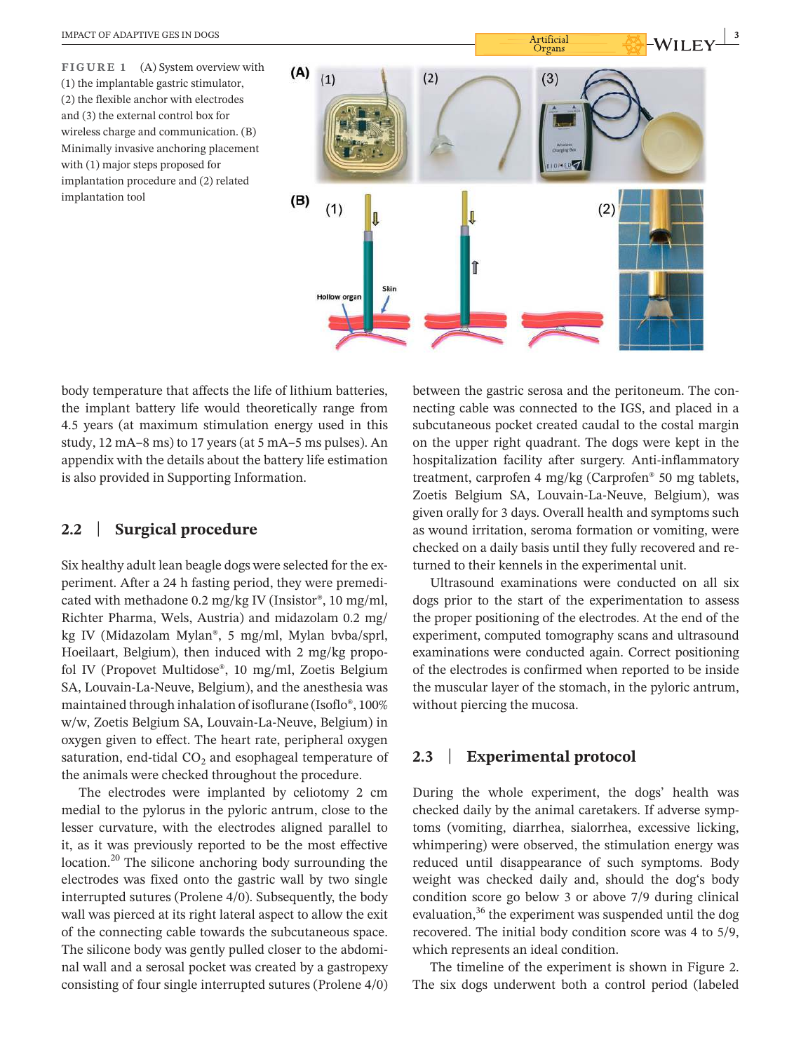FIGURE 1 (A) System overview with (1) the implantable gastric stimulator, (2) the flexible anchor with electrodes and (3) the external control box for wireless charge and communication. (B) Minimally invasive anchoring placement with (1) major steps proposed for implantation procedure and (2) related implantation tool

body temperature that affects the life of lithium batteries, the implant battery life would theoretically range from 4.5 years (at maximum stimulation energy used in this study, 12 mA–8 ms) to 17 years (at 5 mA–5 ms pulses). An appendix with the details about the battery life estimation is also provided in Supporting Information.

## 2.2 | Surgical procedure

Six healthy adult lean beagle dogs were selected for the experiment. After a 24 h fasting period, they were premedicated with methadone 0.2 mg/kg IV (Insistor®, 10 mg/ml, Richter Pharma, Wels, Austria) and midazolam 0.2 mg/kg IV (Midazolam Mylan®, 5 mg/ml, Mylan bvba/sprl, Hoeilaart, Belgium), then induced with 2 mg/kg propofol IV (Propovet Multidose®, 10 mg/ml, Zoetis Belgium SA, Louvain-La-Neuve, Belgium), and the anesthesia was maintained through inhalation of isoflurane (Isoflo®, 100% w/w, Zoetis Belgium SA, Louvain-La-Neuve, Belgium) in oxygen given to effect. The heart rate, peripheral oxygen saturation, end-tidal $CO_2$ and esophageal temperature of the animals were checked throughout the procedure.

The electrodes were implanted by celiotomy 2 cm medial to the pylorus in the pyloric antrum, close to the lesser curvature, with the electrodes aligned parallel to it, as it was previously reported to be the most effective location.[20] The silicone anchoring body surrounding the electrodes was fixed onto the gastric wall by two single interrupted sutures (Prolene 4/0). Subsequently, the body wall was pierced at its right lateral aspect to allow the exit of the connecting cable towards the subcutaneous space. The silicone body was gently pulled closer to the abdominal wall and a serosal pocket was created by a gastropexy consisting of four single interrupted sutures (Prolene 4/0) between the gastric serosa and the peritoneum. The connecting cable was connected to the IGS, and placed in a subcutaneous pocket created caudal to the costal margin on the upper right quadrant. The dogs were kept in the hospitalization facility after surgery. Anti-inflammatory treatment, carprofen 4 mg/kg (Carprofen® 50 mg tablets, Zoetis Belgium SA, Louvain-La-Neuve, Belgium), was given orally for 3 days. Overall health and symptoms such as wound irritation, seroma formation or vomiting, were checked on a daily basis until they fully recovered and returned to their kennels in the experimental unit.

Ultrasound examinations were conducted on all six dogs prior to the start of the experimentation to assess the proper positioning of the electrodes. At the end of the experiment, computed tomography scans and ultrasound examinations were conducted again. Correct positioning of the electrodes is confirmed when reported to be inside the muscular layer of the stomach, in the pyloric antrum, without piercing the mucosa.

## 2.3 | Experimental protocol

During the whole experiment, the dogs' health was checked daily by the animal caretakers. If adverse symptoms (vomiting, diarrhea, sialorrhea, excessive licking, whimpering) were observed, the stimulation energy was reduced until disappearance of such symptoms. Body weight was checked daily and, should the dog's body condition score go below 3 or above 7/9 during clinical evaluation,[36] the experiment was suspended until the dog recovered. The initial body condition score was 4 to 5/9, which represents an ideal condition.

The timeline of the experiment is shown in Figure 2. The six dogs underwent both a control period (labeled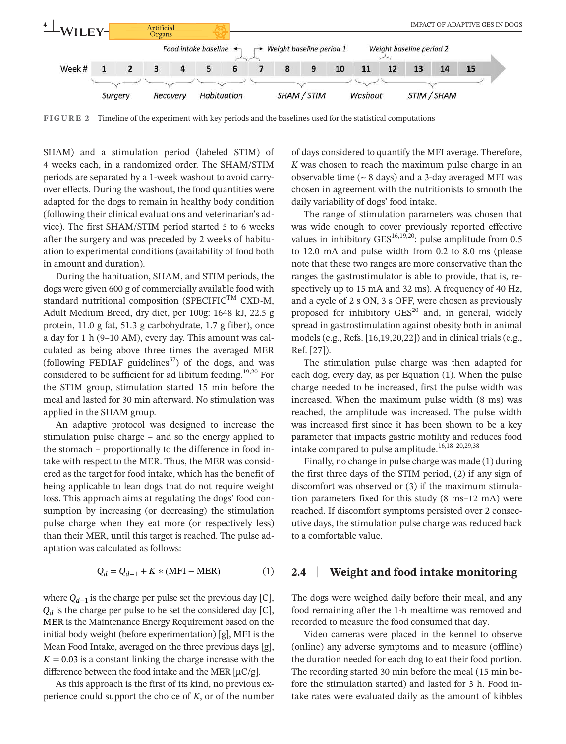FIGURE 2 Timeline of the experiment with key periods and the baselines used for the statistical computations

SHAM) and a stimulation period (labeled STIM) of 4 weeks each, in a randomized order. The SHAM/STIM periods are separated by a 1-week washout to avoid carry-over effects. During the washout, the food quantities were adapted for the dogs to remain in healthy body condition (following their clinical evaluations and veterinarian's advice). The first SHAM/STIM period started 5 to 6 weeks after the surgery and was preceded by 2 weeks of habituation to experimental conditions (availability of food both in amount and duration).

During the habituation, SHAM, and STIM periods, the dogs were given 600 g of commercially available food with standard nutritional composition (SPECIFIC™ CXD-M, Adult Medium Breed, dry diet, per 100g: 1648 kJ, 22.5 g protein, 11.0 g fat, 51.3 g carbohydrate, 1.7 g fiber), once a day for 1 h (9–10 AM), every day. This amount was calculated as being above three times the averaged MER (following FEDIAF guidelines[37]) of the dogs, and was considered to be sufficient for ad libitum feeding.[19,20] For the STIM group, stimulation started 15 min before the meal and lasted for 30 min afterward. No stimulation was applied in the SHAM group.

An adaptive protocol was designed to increase the stimulation pulse charge – and so the energy applied to the stomach – proportionally to the difference in food intake with respect to the MER. Thus, the MER was considered as the target for food intake, which has the benefit of being applicable to lean dogs that do not require weight loss. This approach aims at regulating the dogs' food consumption by increasing (or decreasing) the stimulation pulse charge when they eat more (or respectively less) than their MER, until this target is reached. The pulse adaptation was calculated as follows:

$$Q_d = Q_{d-1} + K * (\text{MFI} - \text{MER}) \tag{1}$$

where $Q_{d-1}$ is the charge per pulse set the previous day [C], $Q_d$ is the charge per pulse to be set the considered day [C], MER is the Maintenance Energy Requirement based on the initial body weight (before experimentation) [g], MFI is the Mean Food Intake, averaged on the three previous days [g], $K = 0.03$ is a constant linking the charge increase with the difference between the food intake and the MER [μC/g].

As this approach is the first of its kind, no previous experience could support the choice of $K$, or of the number of days considered to quantify the MFI average. Therefore, $K$ was chosen to reach the maximum pulse charge in an observable time (~ 8 days) and a 3-day averaged MFI was chosen in agreement with the nutritionists to smooth the daily variability of dogs' food intake.

The range of stimulation parameters was chosen that was wide enough to cover previously reported effective values in inhibitory GES[16,19,20]: pulse amplitude from 0.5 to 12.0 mA and pulse width from 0.2 to 8.0 ms (please note that these two ranges are more conservative than the ranges the gastrostimulator is able to provide, that is, respectively up to 15 mA and 32 ms). A frequency of 40 Hz, and a cycle of 2 s ON, 3 s OFF, were chosen as previously proposed for inhibitory GES[20] and, in general, widely spread in gastrostimulation against obesity both in animal models (e.g., Refs. [16,19,20,22]) and in clinical trials (e.g., Ref. [27]).

The stimulation pulse charge was then adapted for each dog, every day, as per Equation (1). When the pulse charge needed to be increased, first the pulse width was increased. When the maximum pulse width (8 ms) was reached, the amplitude was increased. The pulse width was increased first since it has been shown to be a key parameter that impacts gastric motility and reduces food intake compared to pulse amplitude.[16,18–20,29,38]

Finally, no change in pulse charge was made (1) during the first three days of the STIM period, (2) if any sign of discomfort was observed or (3) if the maximum stimulation parameters fixed for this study (8 ms–12 mA) were reached. If discomfort symptoms persisted over 2 consecutive days, the stimulation pulse charge was reduced back to a comfortable value.

## 2.4 | Weight and food intake monitoring

The dogs were weighed daily before their meal, and any food remaining after the 1-h mealtime was removed and recorded to measure the food consumed that day.

Video cameras were placed in the kennel to observe (online) any adverse symptoms and to measure (offline) the duration needed for each dog to eat their food portion. The recording started 30 min before the meal (15 min before the stimulation started) and lasted for 3 h. Food intake rates were evaluated daily as the amount of kibbles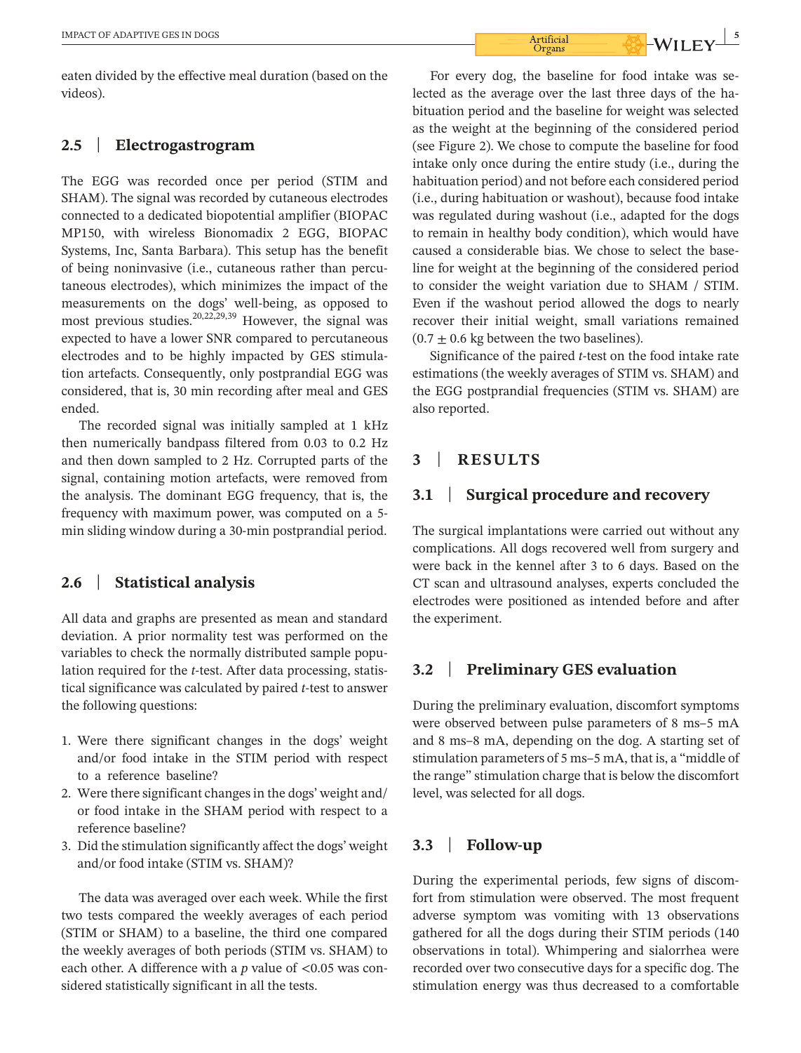eaten divided by the effective meal duration (based on the videos).

## 2.5 | Electrogastrogram

The EGG was recorded once per period (STIM and SHAM). The signal was recorded by cutaneous electrodes connected to a dedicated biopotential amplifier (BIOPAC MP150, with wireless Bionomadix 2 EGG, BIOPAC Systems, Inc, Santa Barbara). This setup has the benefit of being noninvasive (i.e., cutaneous rather than percutaneous electrodes), which minimizes the impact of the measurements on the dogs' well-being, as opposed to most previous studies.[20,22,29,39] However, the signal was expected to have a lower SNR compared to percutaneous electrodes and to be highly impacted by GES stimulation artefacts. Consequently, only postprandial EGG was considered, that is, 30 min recording after meal and GES ended.

The recorded signal was initially sampled at 1 kHz then numerically bandpass filtered from 0.03 to 0.2 Hz and then down sampled to 2 Hz. Corrupted parts of the signal, containing motion artefacts, were removed from the analysis. The dominant EGG frequency, that is, the frequency with maximum power, was computed on a 5-min sliding window during a 30-min postprandial period.

## 2.6 | Statistical analysis

All data and graphs are presented as mean and standard deviation. A prior normality test was performed on the variables to check the normally distributed sample population required for the *t*-test. After data processing, statistical significance was calculated by paired *t*-test to answer the following questions:

1. Were there significant changes in the dogs' weight and/or food intake in the STIM period with respect to a reference baseline?
2. Were there significant changes in the dogs' weight and/or food intake in the SHAM period with respect to a reference baseline?
3. Did the stimulation significantly affect the dogs' weight and/or food intake (STIM vs. SHAM)?

The data was averaged over each week. While the first two tests compared the weekly averages of each period (STIM or SHAM) to a baseline, the third one compared the weekly averages of both periods (STIM vs. SHAM) to each other. A difference with a $p$ value of $<0.05$ was considered statistically significant in all the tests.

For every dog, the baseline for food intake was selected as the average over the last three days of the habituation period and the baseline for weight was selected as the weight at the beginning of the considered period (see Figure 2). We chose to compute the baseline for food intake only once during the entire study (i.e., during the habituation period) and not before each considered period (i.e., during habituation or washout), because food intake was regulated during washout (i.e., adapted for the dogs to remain in healthy body condition), which would have caused a considerable bias. We chose to select the baseline for weight at the beginning of the considered period to consider the weight variation due to SHAM / STIM. Even if the washout period allowed the dogs to nearly recover their initial weight, small variations remained ($0.7 \pm 0.6$ kg between the two baselines).

Significance of the paired *t*-test on the food intake rate estimations (the weekly averages of STIM vs. SHAM) and the EGG postprandial frequencies (STIM vs. SHAM) are also reported.

# 3 | RESULTS

## 3.1 | Surgical procedure and recovery

The surgical implantations were carried out without any complications. All dogs recovered well from surgery and were back in the kennel after 3 to 6 days. Based on the CT scan and ultrasound analyses, experts concluded the electrodes were positioned as intended before and after the experiment.

## 3.2 | Preliminary GES evaluation

During the preliminary evaluation, discomfort symptoms were observed between pulse parameters of 8 ms–5 mA and 8 ms–8 mA, depending on the dog. A starting set of stimulation parameters of 5 ms–5 mA, that is, a "middle of the range" stimulation charge that is below the discomfort level, was selected for all dogs.

## 3.3 | Follow-up

During the experimental periods, few signs of discomfort from stimulation were observed. The most frequent adverse symptom was vomiting with 13 observations gathered for all the dogs during their STIM periods (140 observations in total). Whimpering and sialorrhea were recorded over two consecutive days for a specific dog. The stimulation energy was thus decreased to a comfortable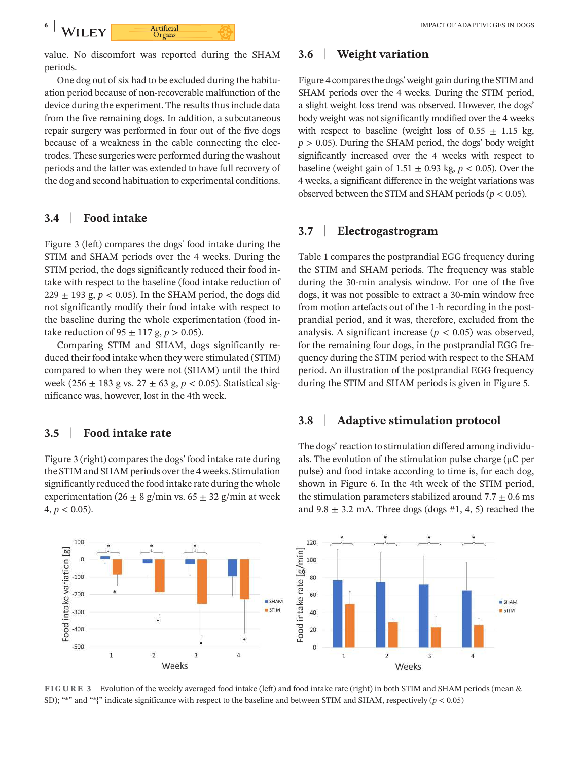value. No discomfort was reported during the SHAM periods.

One dog out of six had to be excluded during the habituation period because of non-recoverable malfunction of the device during the experiment. The results thus include data from the five remaining dogs. In addition, a subcutaneous repair surgery was performed in four out of the five dogs because of a weakness in the cable connecting the electrodes. These surgeries were performed during the washout periods and the latter was extended to have full recovery of the dog and second habituation to experimental conditions.

## 3.4 | Food intake

Figure 3 (left) compares the dogs' food intake during the STIM and SHAM periods over the 4 weeks. During the STIM period, the dogs significantly reduced their food intake with respect to the baseline (food intake reduction of 229 ± 193 g, $p < 0.05$). In the SHAM period, the dogs did not significantly modify their food intake with respect to the baseline during the whole experimentation (food intake reduction of 95 ± 117 g, $p > 0.05$).

Comparing STIM and SHAM, dogs significantly reduced their food intake when they were stimulated (STIM) compared to when they were not (SHAM) until the third week (256 ± 183 g vs. 27 ± 63 g, $p < 0.05$). Statistical significance was, however, lost in the 4th week.

## 3.5 | Food intake rate

Figure 3 (right) compares the dogs' food intake rate during the STIM and SHAM periods over the 4 weeks. Stimulation significantly reduced the food intake rate during the whole experimentation (26 ± 8 g/min vs. 65 ± 32 g/min at week 4, $p < 0.05$).

## 3.6 | Weight variation

Figure 4 compares the dogs' weight gain during the STIM and SHAM periods over the 4 weeks. During the STIM period, a slight weight loss trend was observed. However, the dogs' body weight was not significantly modified over the 4 weeks with respect to baseline (weight loss of 0.55 ± 1.15 kg, $p > 0.05$). During the SHAM period, the dogs' body weight significantly increased over the 4 weeks with respect to baseline (weight gain of 1.51 ± 0.93 kg, $p < 0.05$). Over the 4 weeks, a significant difference in the weight variations was observed between the STIM and SHAM periods ($p < 0.05$).

## 3.7 | Electrogastrogram

Table 1 compares the postprandial EGG frequency during the STIM and SHAM periods. The frequency was stable during the 30-min analysis window. For one of the five dogs, it was not possible to extract a 30-min window free from motion artefacts out of the 1-h recording in the postprandial period, and it was, therefore, excluded from the analysis. A significant increase ($p < 0.05$) was observed, for the remaining four dogs, in the postprandial EGG frequency during the STIM period with respect to the SHAM period. An illustration of the postprandial EGG frequency during the STIM and SHAM periods is given in Figure 5.

## 3.8 | Adaptive stimulation protocol

The dogs' reaction to stimulation differed among individuals. The evolution of the stimulation pulse charge (μC per pulse) and food intake according to time is, for each dog, shown in Figure 6. In the 4th week of the STIM period, the stimulation parameters stabilized around 7.7 ± 0.6 ms and 9.8 ± 3.2 mA. Three dogs (dogs #1, 4, 5) reached the

FIGURE 3 Evolution of the weekly averaged food intake (left) and food intake rate (right) in both STIM and SHAM periods (mean & SD); "*" and "*{" indicate significance with respect to the baseline and between STIM and SHAM, respectively ($p < 0.05$)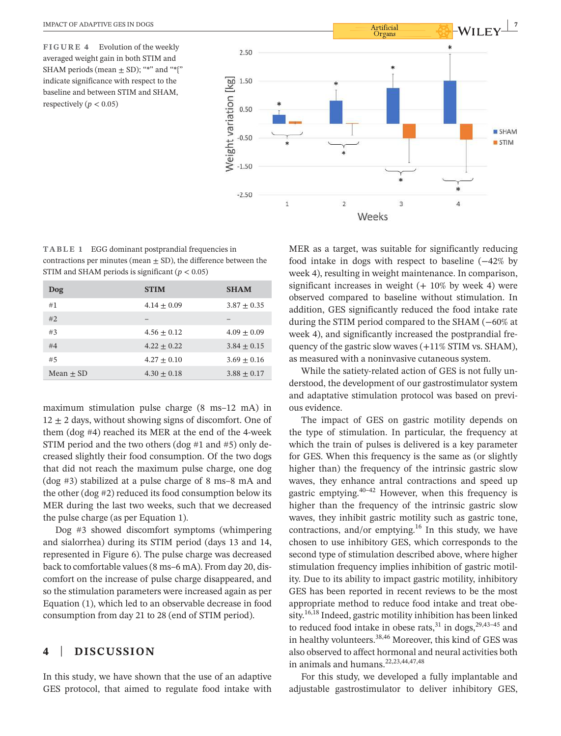**FIGURE 4** Evolution of the weekly averaged weight gain in both STIM and SHAM periods (mean ± SD); "*" and "*{" indicate significance with respect to the baseline and between STIM and SHAM, respectively ($p < 0.05$)

**TABLE 1** EGG dominant postprandial frequencies in contractions per minutes (mean ± SD), the difference between the STIM and SHAM periods is significant ($p < 0.05$)

| Dog | STIM | SHAM |
|---|---|---|
| #1 | 4.14 ± 0.09 | 3.87 ± 0.35 |
| #2 | – | – |
| #3 | 4.56 ± 0.12 | 4.09 ± 0.09 |
| #4 | 4.22 ± 0.22 | 3.84 ± 0.15 |
| #5 | 4.27 ± 0.10 | 3.69 ± 0.16 |
| Mean ± SD | 4.30 ± 0.18 | 3.88 ± 0.17 |

maximum stimulation pulse charge (8 ms–12 mA) in 12 ± 2 days, without showing signs of discomfort. One of them (dog #4) reached its MER at the end of the 4-week STIM period and the two others (dog #1 and #5) only decreased slightly their food consumption. Of the two dogs that did not reach the maximum pulse charge, one dog (dog #3) stabilized at a pulse charge of 8 ms–8 mA and the other (dog #2) reduced its food consumption below its MER during the last two weeks, such that we decreased the pulse charge (as per Equation 1).

Dog #3 showed discomfort symptoms (whimpering and sialorrhea) during its STIM period (days 13 and 14, represented in Figure 6). The pulse charge was decreased back to comfortable values (8 ms–6 mA). From day 20, discomfort on the increase of pulse charge disappeared, and so the stimulation parameters were increased again as per Equation (1), which led to an observable decrease in food consumption from day 21 to 28 (end of STIM period).

## 4 | DISCUSSION

In this study, we have shown that the use of an adaptive GES protocol, that aimed to regulate food intake with MER as a target, was suitable for significantly reducing food intake in dogs with respect to baseline (−42% by week 4), resulting in weight maintenance. In comparison, significant increases in weight (+ 10% by week 4) were observed compared to baseline without stimulation. In addition, GES significantly reduced the food intake rate during the STIM period compared to the SHAM (−60% at week 4), and significantly increased the postprandial frequency of the gastric slow waves (+11% STIM vs. SHAM), as measured with a noninvasive cutaneous system.

While the satiety-related action of GES is not fully understood, the development of our gastrostimulator system and adaptative stimulation protocol was based on previous evidence.

The impact of GES on gastric motility depends on the type of stimulation. In particular, the frequency at which the train of pulses is delivered is a key parameter for GES. When this frequency is the same as (or slightly higher than) the frequency of the intrinsic gastric slow waves, they enhance antral contractions and speed up gastric emptying.[40–42] However, when this frequency is higher than the frequency of the intrinsic gastric slow waves, they inhibit gastric motility such as gastric tone, contractions, and/or emptying.[16] In this study, we have chosen to use inhibitory GES, which corresponds to the second type of stimulation described above, where higher stimulation frequency implies inhibition of gastric motility. Due to its ability to impact gastric motility, inhibitory GES has been reported in recent reviews to be the most appropriate method to reduce food intake and treat obesity.[16,18] Indeed, gastric motility inhibition has been linked to reduced food intake in obese rats,[31] in dogs,[29,43–45] and in healthy volunteers.[38,46] Moreover, this kind of GES was also observed to affect hormonal and neural activities both in animals and humans.[22,23,44,47,48]

For this study, we developed a fully implantable and adjustable gastrostimulator to deliver inhibitory GES,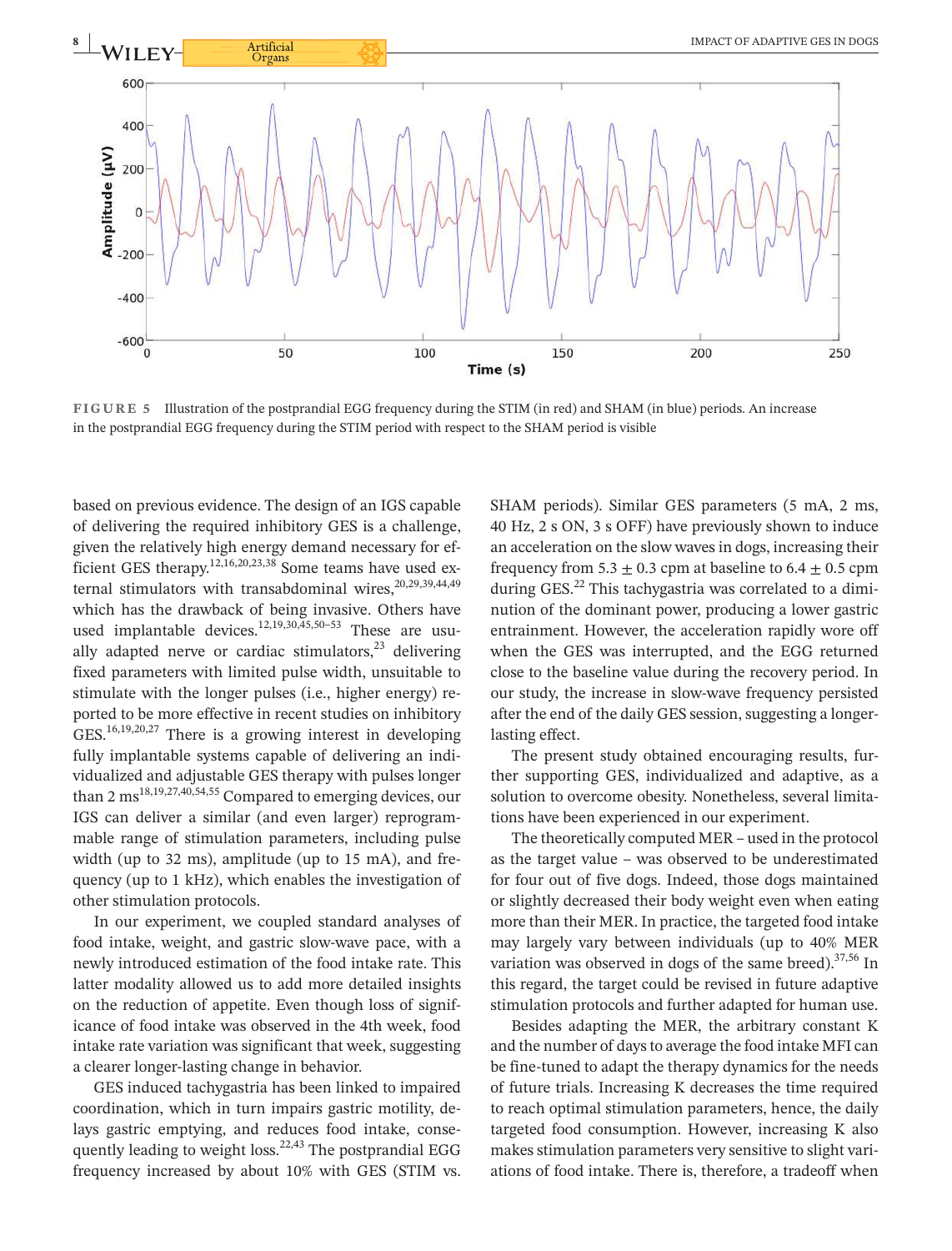FIGURE 5 Illustration of the postprandial EGG frequency during the STIM (in red) and SHAM (in blue) periods. An increase in the postprandial EGG frequency during the STIM period with respect to the SHAM period is visible

based on previous evidence. The design of an IGS capable of delivering the required inhibitory GES is a challenge, given the relatively high energy demand necessary for efficient GES therapy.[12,16,20,23,38] Some teams have used external stimulators with transabdominal wires,[20,29,39,44,49] which has the drawback of being invasive. Others have used implantable devices.[12,19,30,45,50–53] These are usually adapted nerve or cardiac stimulators,[23] delivering fixed parameters with limited pulse width, unsuitable to stimulate with the longer pulses (i.e., higher energy) reported to be more effective in recent studies on inhibitory GES.[16,19,20,27] There is a growing interest in developing fully implantable systems capable of delivering an individualized and adjustable GES therapy with pulses longer than 2 ms[18,19,27,40,54,55] Compared to emerging devices, our IGS can deliver a similar (and even larger) reprogrammable range of stimulation parameters, including pulse width (up to 32 ms), amplitude (up to 15 mA), and frequency (up to 1 kHz), which enables the investigation of other stimulation protocols.

In our experiment, we coupled standard analyses of food intake, weight, and gastric slow-wave pace, with a newly introduced estimation of the food intake rate. This latter modality allowed us to add more detailed insights on the reduction of appetite. Even though loss of significance of food intake was observed in the 4th week, food intake rate variation was significant that week, suggesting a clearer longer-lasting change in behavior.

GES induced tachygastria has been linked to impaired coordination, which in turn impairs gastric motility, delays gastric emptying, and reduces food intake, consequently leading to weight loss.[22,43] The postprandial EGG frequency increased by about 10% with GES (STIM vs. SHAM periods). Similar GES parameters (5 mA, 2 ms, 40 Hz, 2 s ON, 3 s OFF) have previously shown to induce an acceleration on the slow waves in dogs, increasing their frequency from 5.3 ± 0.3 cpm at baseline to 6.4 ± 0.5 cpm during GES.[22] This tachygastria was correlated to a diminution of the dominant power, producing a lower gastric entrainment. However, the acceleration rapidly wore off when the GES was interrupted, and the EGG returned close to the baseline value during the recovery period. In our study, the increase in slow-wave frequency persisted after the end of the daily GES session, suggesting a longer-lasting effect.

The present study obtained encouraging results, further supporting GES, individualized and adaptive, as a solution to overcome obesity. Nonetheless, several limitations have been experienced in our experiment.

The theoretically computed MER – used in the protocol as the target value – was observed to be underestimated for four out of five dogs. Indeed, those dogs maintained or slightly decreased their body weight even when eating more than their MER. In practice, the targeted food intake may largely vary between individuals (up to 40% MER variation was observed in dogs of the same breed).[37,56] In this regard, the target could be revised in future adaptive stimulation protocols and further adapted for human use.

Besides adapting the MER, the arbitrary constant K and the number of days to average the food intake MFI can be fine-tuned to adapt the therapy dynamics for the needs of future trials. Increasing K decreases the time required to reach optimal stimulation parameters, hence, the daily targeted food consumption. However, increasing K also makes stimulation parameters very sensitive to slight variations of food intake. There is, therefore, a tradeoff when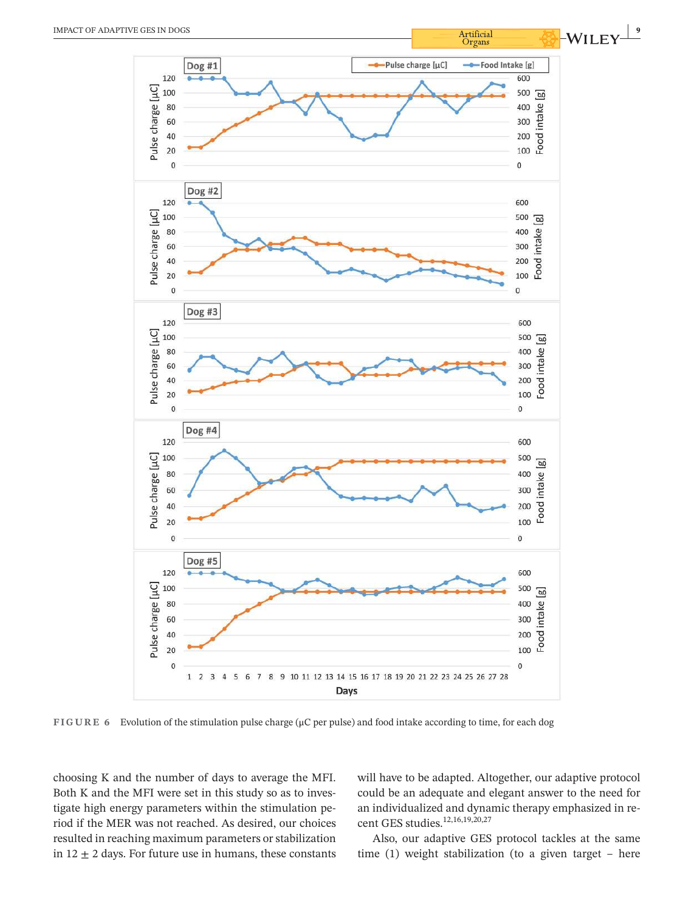FIGURE 6 Evolution of the stimulation pulse charge (μC per pulse) and food intake according to time, for each dog

choosing K and the number of days to average the MFI. Both K and the MFI were set in this study so as to investigate high energy parameters within the stimulation period if the MER was not reached. As desired, our choices resulted in reaching maximum parameters or stabilization in 12 ± 2 days. For future use in humans, these constants will have to be adapted. Altogether, our adaptive protocol could be an adequate and elegant answer to the need for an individualized and dynamic therapy emphasized in recent GES studies.[12,16,19,20,27]

Also, our adaptive GES protocol tackles at the same time (1) weight stabilization (to a given target – here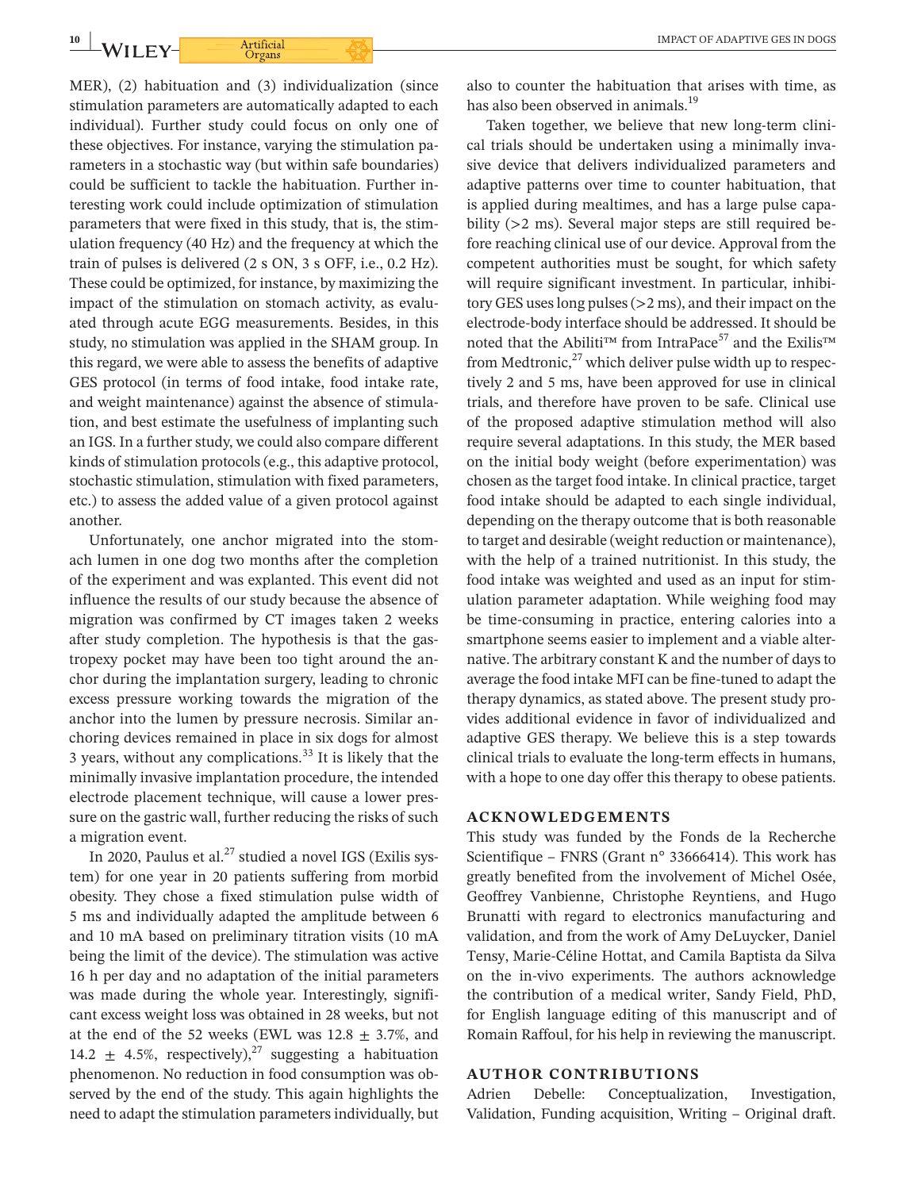MER), (2) habituation and (3) individualization (since stimulation parameters are automatically adapted to each individual). Further study could focus on only one of these objectives. For instance, varying the stimulation parameters in a stochastic way (but within safe boundaries) could be sufficient to tackle the habituation. Further interesting work could include optimization of stimulation parameters that were fixed in this study, that is, the stimulation frequency (40 Hz) and the frequency at which the train of pulses is delivered (2 s ON, 3 s OFF, i.e., 0.2 Hz). These could be optimized, for instance, by maximizing the impact of the stimulation on stomach activity, as evaluated through acute EGG measurements. Besides, in this study, no stimulation was applied in the SHAM group. In this regard, we were able to assess the benefits of adaptive GES protocol (in terms of food intake, food intake rate, and weight maintenance) against the absence of stimulation, and best estimate the usefulness of implanting such an IGS. In a further study, we could also compare different kinds of stimulation protocols (e.g., this adaptive protocol, stochastic stimulation, stimulation with fixed parameters, etc.) to assess the added value of a given protocol against another.

Unfortunately, one anchor migrated into the stomach lumen in one dog two months after the completion of the experiment and was explanted. This event did not influence the results of our study because the absence of migration was confirmed by CT images taken 2 weeks after study completion. The hypothesis is that the gastropexy pocket may have been too tight around the anchor during the implantation surgery, leading to chronic excess pressure working towards the migration of the anchor into the lumen by pressure necrosis. Similar anchoring devices remained in place in six dogs for almost 3 years, without any complications.[33] It is likely that the minimally invasive implantation procedure, the intended electrode placement technique, will cause a lower pressure on the gastric wall, further reducing the risks of such a migration event.

In 2020, Paulus et al.[27] studied a novel IGS (Exilis system) for one year in 20 patients suffering from morbid obesity. They chose a fixed stimulation pulse width of 5 ms and individually adapted the amplitude between 6 and 10 mA based on preliminary titration visits (10 mA being the limit of the device). The stimulation was active 16 h per day and no adaptation of the initial parameters was made during the whole year. Interestingly, significant excess weight loss was obtained in 28 weeks, but not at the end of the 52 weeks (EWL was 12.8 ± 3.7%, and 14.2 ± 4.5%, respectively),[27] suggesting a habituation phenomenon. No reduction in food consumption was observed by the end of the study. This again highlights the need to adapt the stimulation parameters individually, but also to counter the habituation that arises with time, as has also been observed in animals.[19]

Taken together, we believe that new long-term clinical trials should be undertaken using a minimally invasive device that delivers individualized parameters and adaptive patterns over time to counter habituation, that is applied during mealtimes, and has a large pulse capability (>2 ms). Several major steps are still required before reaching clinical use of our device. Approval from the competent authorities must be sought, for which safety will require significant investment. In particular, inhibitory GES uses long pulses (>2 ms), and their impact on the electrode-body interface should be addressed. It should be noted that the Abiliti™ from IntraPace[57] and the Exilis™ from Medtronic,[27] which deliver pulse width up to respectively 2 and 5 ms, have been approved for use in clinical trials, and therefore have proven to be safe. Clinical use of the proposed adaptive stimulation method will also require several adaptations. In this study, the MER based on the initial body weight (before experimentation) was chosen as the target food intake. In clinical practice, target food intake should be adapted to each single individual, depending on the therapy outcome that is both reasonable to target and desirable (weight reduction or maintenance), with the help of a trained nutritionist. In this study, the food intake was weighted and used as an input for stimulation parameter adaptation. While weighing food may be time-consuming in practice, entering calories into a smartphone seems easier to implement and a viable alternative. The arbitrary constant K and the number of days to average the food intake MFI can be fine-tuned to adapt the therapy dynamics, as stated above. The present study provides additional evidence in favor of individualized and adaptive GES therapy. We believe this is a step towards clinical trials to evaluate the long-term effects in humans, with a hope to one day offer this therapy to obese patients.

## ACKNOWLEDGEMENTS

This study was funded by the Fonds de la Recherche Scientifique – FNRS (Grant n° 33666414). This work has greatly benefited from the involvement of Michel Osée, Geoffrey Vanbienne, Christophe Reyntiens, and Hugo Brunatti with regard to electronics manufacturing and validation, and from the work of Amy DeLuycker, Daniel Tensy, Marie-Céline Hottat, and Camila Baptista da Silva on the in-vivo experiments. The authors acknowledge the contribution of a medical writer, Sandy Field, PhD, for English language editing of this manuscript and of Romain Raffoul, for his help in reviewing the manuscript.

## AUTHOR CONTRIBUTIONS

Adrien Debelle: Conceptualization, Investigation, Validation, Funding acquisition, Writing – Original draft.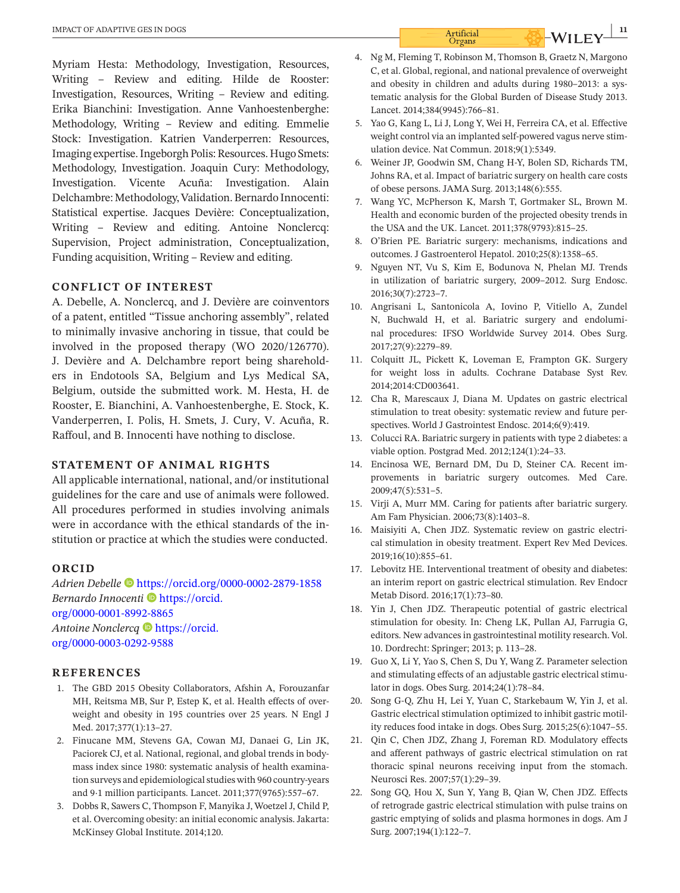Myriam Hesta: Methodology, Investigation, Resources, Writing – Review and editing. Hilde de Rooster: Investigation, Resources, Writing – Review and editing. Erika Bianchini: Investigation. Anne Vanhoestenberghe: Methodology, Writing – Review and editing. Emmelie Stock: Investigation. Katrien Vanderperren: Resources, Imaging expertise. Ingeborgh Polis: Resources. Hugo Smets: Methodology, Investigation. Joaquin Cury: Methodology, Investigation. Vicente Acuña: Investigation. Alain Delchambre: Methodology, Validation. Bernardo Innocenti: Statistical expertise. Jacques Devière: Conceptualization, Writing – Review and editing. Antoine Nonclercq: Supervision, Project administration, Conceptualization, Funding acquisition, Writing – Review and editing.

## CONFLICT OF INTEREST

A. Debelle, A. Nonclercq, and J. Devière are coinventors of a patent, entitled "Tissue anchoring assembly", related to minimally invasive anchoring in tissue, that could be involved in the proposed therapy (WO 2020/126770). J. Devière and A. Delchambre report being shareholders in Endotools SA, Belgium and Lys Medical SA, Belgium, outside the submitted work. M. Hesta, H. de Rooster, E. Bianchini, A. Vanhoestenberghe, E. Stock, K. Vanderperren, I. Polis, H. Smets, J. Cury, V. Acuña, R. Raffoul, and B. Innocenti have nothing to disclose.

## STATEMENT OF ANIMAL RIGHTS

All applicable international, national, and/or institutional guidelines for the care and use of animals were followed. All procedures performed in studies involving animals were in accordance with the ethical standards of the institution or practice at which the studies were conducted.

## ORCID

*Adrien Debelle* https://orcid.org/0000-0002-2879-1858
*Bernardo Innocenti* https://orcid.org/0000-0001-8992-8865
*Antoine Nonclercq* https://orcid.org/0000-0003-0292-9588

## REFERENCES

1. The GBD 2015 Obesity Collaborators, Afshin A, Forouzanfar MH, Reitsma MB, Sur P, Estep K, et al. Health effects of overweight and obesity in 195 countries over 25 years. N Engl J Med. 2017;377(1):13–27.
2. Finucane MM, Stevens GA, Cowan MJ, Danaei G, Lin JK, Paciorek CJ, et al. National, regional, and global trends in body-mass index since 1980: systematic analysis of health examination surveys and epidemiological studies with 960 country-years and 9·1 million participants. Lancet. 2011;377(9765):557–67.
3. Dobbs R, Sawers C, Thompson F, Manyika J, Woetzel J, Child P, et al. Overcoming obesity: an initial economic analysis. Jakarta: McKinsey Global Institute. 2014;120.
4. Ng M, Fleming T, Robinson M, Thomson B, Graetz N, Margono C, et al. Global, regional, and national prevalence of overweight and obesity in children and adults during 1980–2013: a systematic analysis for the Global Burden of Disease Study 2013. Lancet. 2014;384(9945):766–81.
5. Yao G, Kang L, Li J, Long Y, Wei H, Ferreira CA, et al. Effective weight control via an implanted self-powered vagus nerve stimulation device. Nat Commun. 2018;9(1):5349.
6. Weiner JP, Goodwin SM, Chang H-Y, Bolen SD, Richards TM, Johns RA, et al. Impact of bariatric surgery on health care costs of obese persons. JAMA Surg. 2013;148(6):555.
7. Wang YC, McPherson K, Marsh T, Gortmaker SL, Brown M. Health and economic burden of the projected obesity trends in the USA and the UK. Lancet. 2011;378(9793):815–25.
8. O'Brien PE. Bariatric surgery: mechanisms, indications and outcomes. J Gastroenterol Hepatol. 2010;25(8):1358–65.
9. Nguyen NT, Vu S, Kim E, Bodunova N, Phelan MJ. Trends in utilization of bariatric surgery, 2009–2012. Surg Endosc. 2016;30(7):2723–7.
10. Angrisani L, Santonicola A, Iovino P, Vitiello A, Zundel N, Buchwald H, et al. Bariatric surgery and endoluminal procedures: IFSO Worldwide Survey 2014. Obes Surg. 2017;27(9):2279–89.
11. Colquitt JL, Pickett K, Loveman E, Frampton GK. Surgery for weight loss in adults. Cochrane Database Syst Rev. 2014;2014:CD003641.
12. Cha R, Marescaux J, Diana M. Updates on gastric electrical stimulation to treat obesity: systematic review and future perspectives. World J Gastrointest Endosc. 2014;6(9):419.
13. Colucci RA. Bariatric surgery in patients with type 2 diabetes: a viable option. Postgrad Med. 2012;124(1):24–33.
14. Encinosa WE, Bernard DM, Du D, Steiner CA. Recent improvements in bariatric surgery outcomes. Med Care. 2009;47(5):531–5.
15. Virji A, Murr MM. Caring for patients after bariatric surgery. Am Fam Physician. 2006;73(8):1403–8.
16. Maisiyiti A, Chen JDZ. Systematic review on gastric electrical stimulation in obesity treatment. Expert Rev Med Devices. 2019;16(10):855–61.
17. Lebovitz HE. Interventional treatment of obesity and diabetes: an interim report on gastric electrical stimulation. Rev Endocr Metab Disord. 2016;17(1):73–80.
18. Yin J, Chen JDZ. Therapeutic potential of gastric electrical stimulation for obesity. In: Cheng LK, Pullan AJ, Farrugia G, editors. New advances in gastrointestinal motility research. Vol. 10. Dordrecht: Springer; 2013; p. 113–28.
19. Guo X, Li Y, Yao S, Chen S, Du Y, Wang Z. Parameter selection and stimulating effects of an adjustable gastric electrical stimulator in dogs. Obes Surg. 2014;24(1):78–84.
20. Song G-Q, Zhu H, Lei Y, Yuan C, Starkebaum W, Yin J, et al. Gastric electrical stimulation optimized to inhibit gastric motility reduces food intake in dogs. Obes Surg. 2015;25(6):1047–55.
21. Qin C, Chen JDZ, Zhang J, Foreman RD. Modulatory effects and afferent pathways of gastric electrical stimulation on rat thoracic spinal neurons receiving input from the stomach. Neurosci Res. 2007;57(1):29–39.
22. Song GQ, Hou X, Sun Y, Yang B, Qian W, Chen JDZ. Effects of retrograde gastric electrical stimulation with pulse trains on gastric emptying of solids and plasma hormones in dogs. Am J Surg. 2007;194(1):122–7.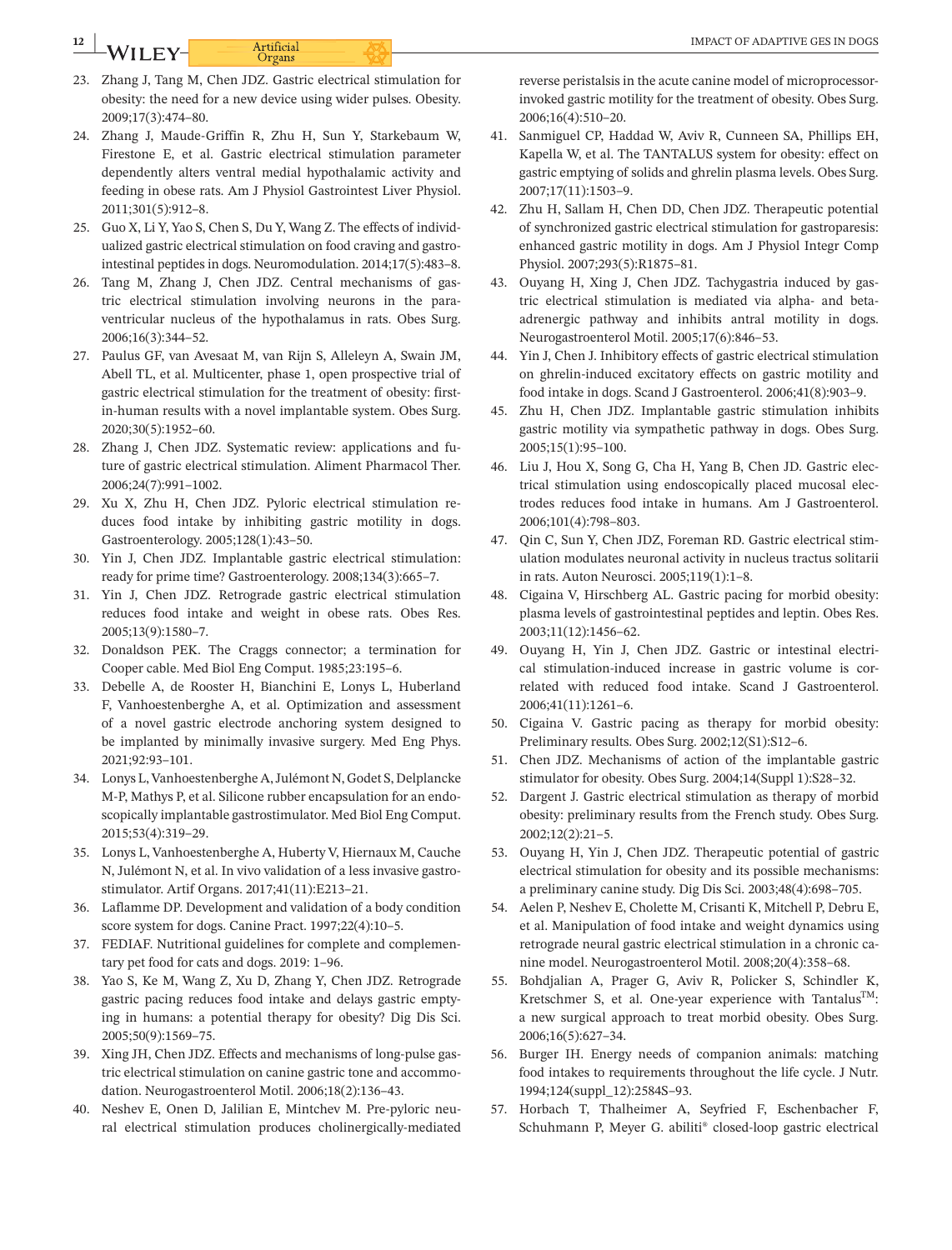23. Zhang J, Tang M, Chen JDZ. Gastric electrical stimulation for obesity: the need for a new device using wider pulses. Obesity. 2009;17(3):474–80.
24. Zhang J, Maude-Griffin R, Zhu H, Sun Y, Starkebaum W, Firestone E, et al. Gastric electrical stimulation parameter dependently alters ventral medial hypothalamic activity and feeding in obese rats. Am J Physiol Gastrointest Liver Physiol. 2011;301(5):912–8.
25. Guo X, Li Y, Yao S, Chen S, Du Y, Wang Z. The effects of individualized gastric electrical stimulation on food craving and gastrointestinal peptides in dogs. Neuromodulation. 2014;17(5):483–8.
26. Tang M, Zhang J, Chen JDZ. Central mechanisms of gastric electrical stimulation involving neurons in the paraventricular nucleus of the hypothalamus in rats. Obes Surg. 2006;16(3):344–52.
27. Paulus GF, van Avesaat M, van Rijn S, Alleleyn A, Swain JM, Abell TL, et al. Multicenter, phase 1, open prospective trial of gastric electrical stimulation for the treatment of obesity: first-in-human results with a novel implantable system. Obes Surg. 2020;30(5):1952–60.
28. Zhang J, Chen JDZ. Systematic review: applications and future of gastric electrical stimulation. Aliment Pharmacol Ther. 2006;24(7):991–1002.
29. Xu X, Zhu H, Chen JDZ. Pyloric electrical stimulation reduces food intake by inhibiting gastric motility in dogs. Gastroenterology. 2005;128(1):43–50.
30. Yin J, Chen JDZ. Implantable gastric electrical stimulation: ready for prime time? Gastroenterology. 2008;134(3):665–7.
31. Yin J, Chen JDZ. Retrograde gastric electrical stimulation reduces food intake and weight in obese rats. Obes Res. 2005;13(9):1580–7.
32. Donaldson PEK. The Craggs connector; a termination for Cooper cable. Med Biol Eng Comput. 1985;23:195–6.
33. Debelle A, de Rooster H, Bianchini E, Lonys L, Huberland F, Vanhoestenberghe A, et al. Optimization and assessment of a novel gastric electrode anchoring system designed to be implanted by minimally invasive surgery. Med Eng Phys. 2021;92:93–101.
34. Lonys L, Vanhoestenberghe A, Julémont N, Godet S, Delplancke M-P, Mathys P, et al. Silicone rubber encapsulation for an endoscopically implantable gastrostimulator. Med Biol Eng Comput. 2015;53(4):319–29.
35. Lonys L, Vanhoestenberghe A, Huberty V, Hiernaux M, Cauche N, Julémont N, et al. In vivo validation of a less invasive gastrostimulator. Artif Organs. 2017;41(11):E213–21.
36. Laflamme DP. Development and validation of a body condition score system for dogs. Canine Pract. 1997;22(4):10–5.
37. FEDIAF. Nutritional guidelines for complete and complementary pet food for cats and dogs. 2019: 1–96.
38. Yao S, Ke M, Wang Z, Xu D, Zhang Y, Chen JDZ. Retrograde gastric pacing reduces food intake and delays gastric emptying in humans: a potential therapy for obesity? Dig Dis Sci. 2005;50(9):1569–75.
39. Xing JH, Chen JDZ. Effects and mechanisms of long-pulse gastric electrical stimulation on canine gastric tone and accommodation. Neurogastroenterol Motil. 2006;18(2):136–43.
40. Neshev E, Onen D, Jalilian E, Mintchev M. Pre-pyloric neural electrical stimulation produces cholinergically-mediated reverse peristalsis in the acute canine model of microprocessor-invoked gastric motility for the treatment of obesity. Obes Surg. 2006;16(4):510–20.
41. Sanmiguel CP, Haddad W, Aviv R, Cunneen SA, Phillips EH, Kapella W, et al. The TANTALUS system for obesity: effect on gastric emptying of solids and ghrelin plasma levels. Obes Surg. 2007;17(11):1503–9.
42. Zhu H, Sallam H, Chen DD, Chen JDZ. Therapeutic potential of synchronized gastric electrical stimulation for gastroparesis: enhanced gastric motility in dogs. Am J Physiol Integr Comp Physiol. 2007;293(5):R1875–81.
43. Ouyang H, Xing J, Chen JDZ. Tachygastria induced by gastric electrical stimulation is mediated via alpha- and beta-adrenergic pathway and inhibits antral motility in dogs. Neurogastroenterol Motil. 2005;17(6):846–53.
44. Yin J, Chen J. Inhibitory effects of gastric electrical stimulation on ghrelin-induced excitatory effects on gastric motility and food intake in dogs. Scand J Gastroenterol. 2006;41(8):903–9.
45. Zhu H, Chen JDZ. Implantable gastric stimulation inhibits gastric motility via sympathetic pathway in dogs. Obes Surg. 2005;15(1):95–100.
46. Liu J, Hou X, Song G, Cha H, Yang B, Chen JD. Gastric electrical stimulation using endoscopically placed mucosal electrodes reduces food intake in humans. Am J Gastroenterol. 2006;101(4):798–803.
47. Qin C, Sun Y, Chen JDZ, Foreman RD. Gastric electrical stimulation modulates neuronal activity in nucleus tractus solitarii in rats. Auton Neurosci. 2005;119(1):1–8.
48. Cigaina V, Hirschberg AL. Gastric pacing for morbid obesity: plasma levels of gastrointestinal peptides and leptin. Obes Res. 2003;11(12):1456–62.
49. Ouyang H, Yin J, Chen JDZ. Gastric or intestinal electrical stimulation-induced increase in gastric volume is correlated with reduced food intake. Scand J Gastroenterol. 2006;41(11):1261–6.
50. Cigaina V. Gastric pacing as therapy for morbid obesity: Preliminary results. Obes Surg. 2002;12(S1):S12–6.
51. Chen JDZ. Mechanisms of action of the implantable gastric stimulator for obesity. Obes Surg. 2004;14(Suppl 1):S28–32.
52. Dargent J. Gastric electrical stimulation as therapy of morbid obesity: preliminary results from the French study. Obes Surg. 2002;12(2):21–5.
53. Ouyang H, Yin J, Chen JDZ. Therapeutic potential of gastric electrical stimulation for obesity and its possible mechanisms: a preliminary canine study. Dig Dis Sci. 2003;48(4):698–705.
54. Aelen P, Neshev E, Cholette M, Crisanti K, Mitchell P, Debru E, et al. Manipulation of food intake and weight dynamics using retrograde neural gastric electrical stimulation in a chronic canine model. Neurogastroenterol Motil. 2008;20(4):358–68.
55. Bohdjalian A, Prager G, Aviv R, Policker S, Schindler K, Kretschmer S, et al. One-year experience with Tantalus™: a new surgical approach to treat morbid obesity. Obes Surg. 2006;16(5):627–34.
56. Burger IH. Energy needs of companion animals: matching food intakes to requirements throughout the life cycle. J Nutr. 1994;124(suppl_12):2584S–93.
57. Horbach T, Thalheimer A, Seyfried F, Eschenbacher F, Schuhmann P, Meyer G. abiliti® closed-loop gastric electrical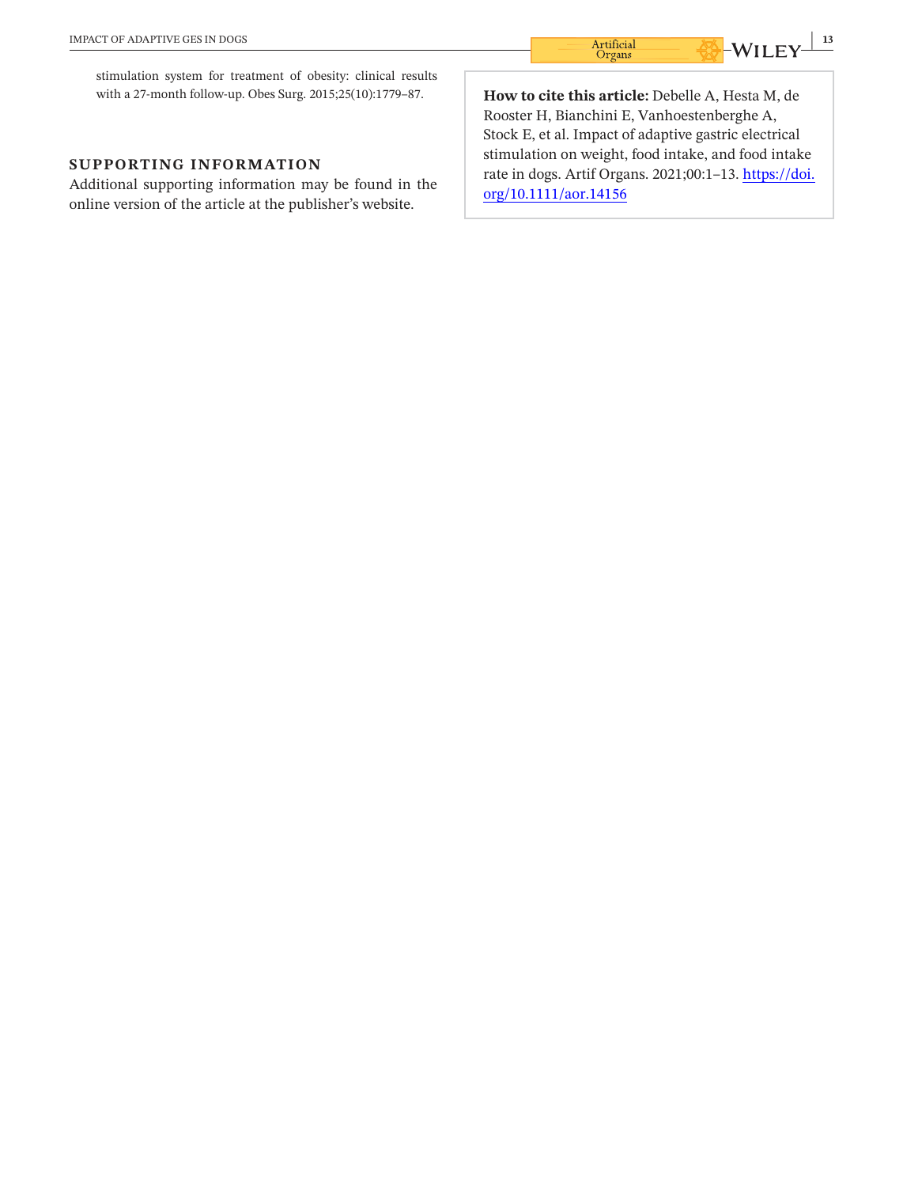stimulation system for treatment of obesity: clinical results with a 27-month follow-up. Obes Surg. 2015;25(10):1779–87.

## SUPPORTING INFORMATION

Additional supporting information may be found in the online version of the article at the publisher's website.

**How to cite this article:** Debelle A, Hesta M, de Rooster H, Bianchini E, Vanhoestenberghe A, Stock E, et al. Impact of adaptive gastric electrical stimulation on weight, food intake, and food intake rate in dogs. Artif Organs. 2021;00:1–13. https://doi.org/10.1111/aor.14156